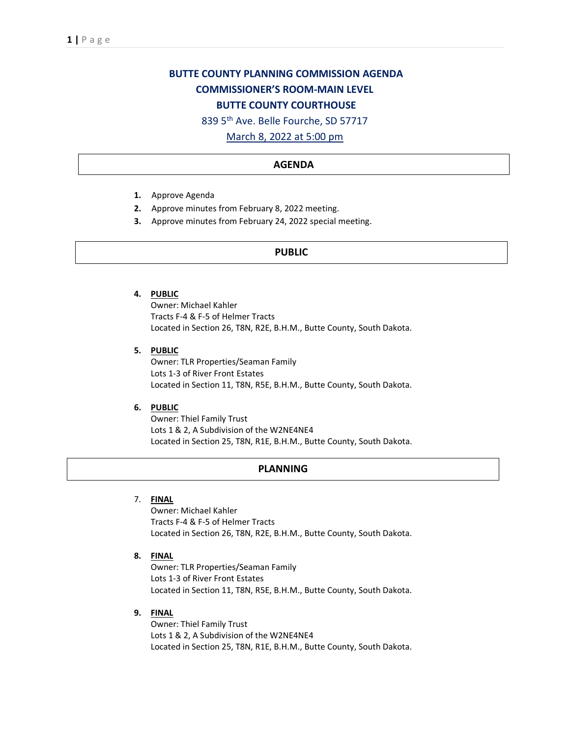# BUTTE COUNTY PLANNING COMMISSION AGENDA

## COMMISSIONER'S ROOM-MAIN LEVEL

## BUTTE COUNTY COURTHOUSE

839 5th Ave. Belle Fourche, SD 57717

March 8, 2022 at 5:00 pm

## AGENDA

1. Approve Agenda
2. Approve minutes from February 8, 2022 meeting.
3. Approve minutes from February 24, 2022 special meeting.

## PUBLIC

4. **PUBLIC**
   Owner: Michael Kahler
   Tracts F-4 & F-5 of Helmer Tracts
   Located in Section 26, T8N, R2E, B.H.M., Butte County, South Dakota.

5. **PUBLIC**
   Owner: TLR Properties/Seaman Family
   Lots 1-3 of River Front Estates
   Located in Section 11, T8N, R5E, B.H.M., Butte County, South Dakota.

6. **PUBLIC**
   Owner: Thiel Family Trust
   Lots 1 & 2, A Subdivision of the W2NE4NE4
   Located in Section 25, T8N, R1E, B.H.M., Butte County, South Dakota.

## PLANNING

7. **FINAL**
   Owner: Michael Kahler
   Tracts F-4 & F-5 of Helmer Tracts
   Located in Section 26, T8N, R2E, B.H.M., Butte County, South Dakota.

8. **FINAL**
   Owner: TLR Properties/Seaman Family
   Lots 1-3 of River Front Estates
   Located in Section 11, T8N, R5E, B.H.M., Butte County, South Dakota.

9. **FINAL**
   Owner: Thiel Family Trust
   Lots 1 & 2, A Subdivision of the W2NE4NE4
   Located in Section 25, T8N, R1E, B.H.M., Butte County, South Dakota.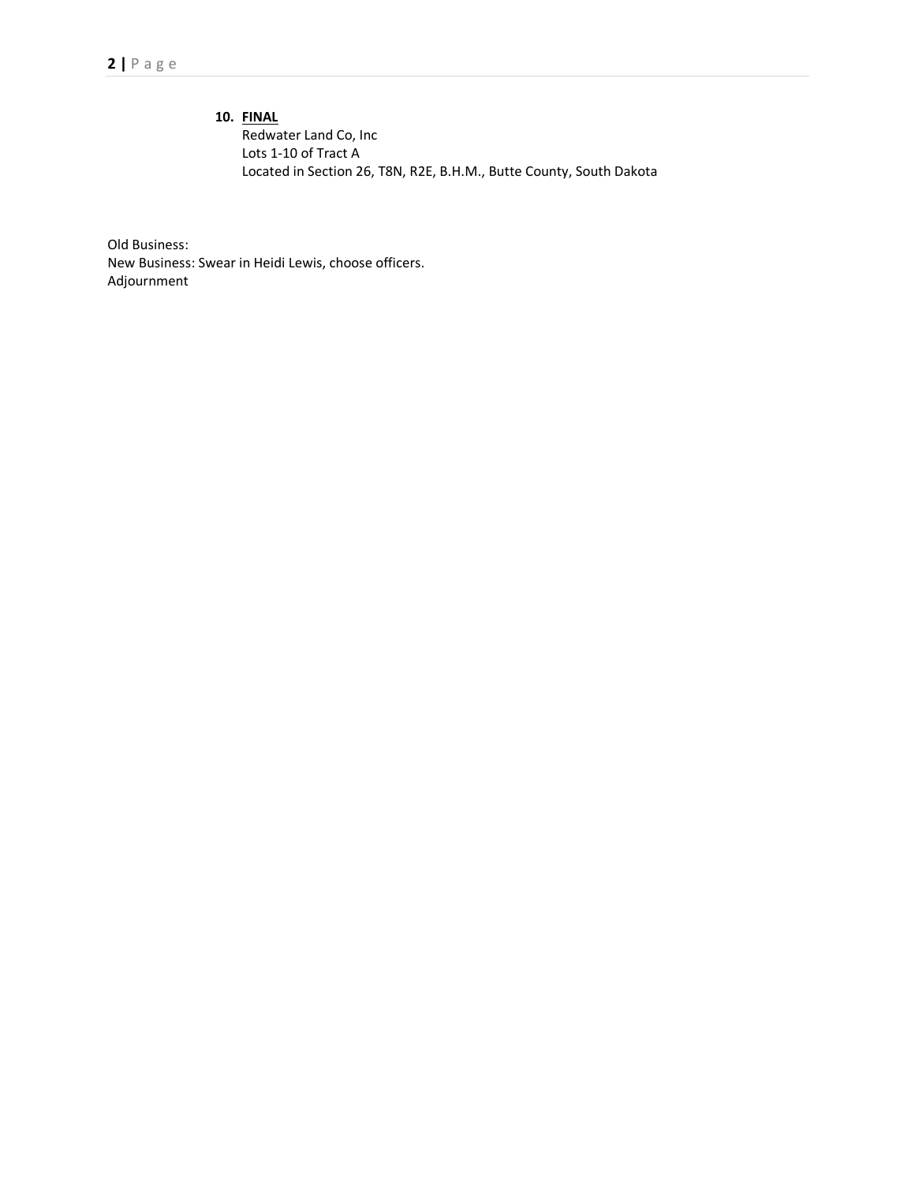10. **FINAL**
    Redwater Land Co, Inc
    Lots 1-10 of Tract A
    Located in Section 26, T8N, R2E, B.H.M., Butte County, South Dakota

Old Business:
New Business: Swear in Heidi Lewis, choose officers.
Adjournment